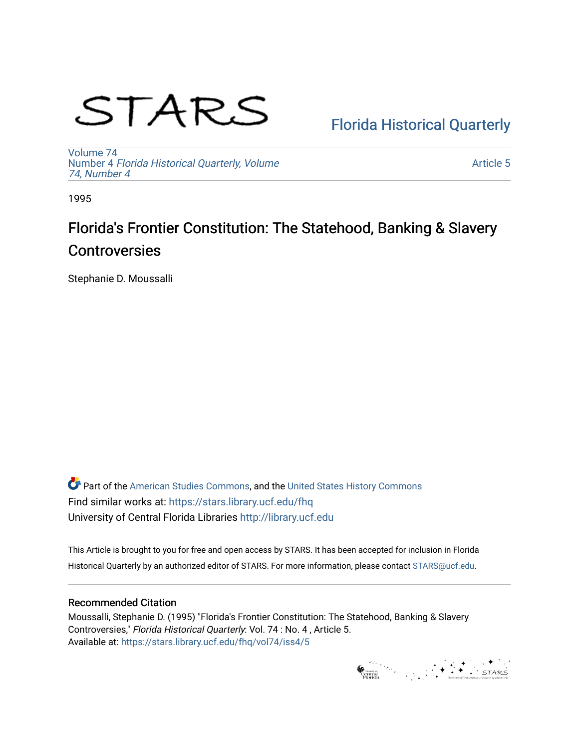# STARS

Florida Historical Quarterly

Volume 74
Number 4 *Florida Historical Quarterly, Volume 74, Number 4*

Article 5

1995

## Florida's Frontier Constitution: The Statehood, Banking & Slavery Controversies

Stephanie D. Moussalli

Part of the American Studies Commons, and the United States History Commons
Find similar works at: https://stars.library.ucf.edu/fhq
University of Central Florida Libraries http://library.ucf.edu

This Article is brought to you for free and open access by STARS. It has been accepted for inclusion in Florida Historical Quarterly by an authorized editor of STARS. For more information, please contact STARS@ucf.edu.

### Recommended Citation

Moussalli, Stephanie D. (1995) "Florida's Frontier Constitution: The Statehood, Banking & Slavery Controversies," *Florida Historical Quarterly*: Vol. 74 : No. 4 , Article 5.
Available at: https://stars.library.ucf.edu/fhq/vol74/iss4/5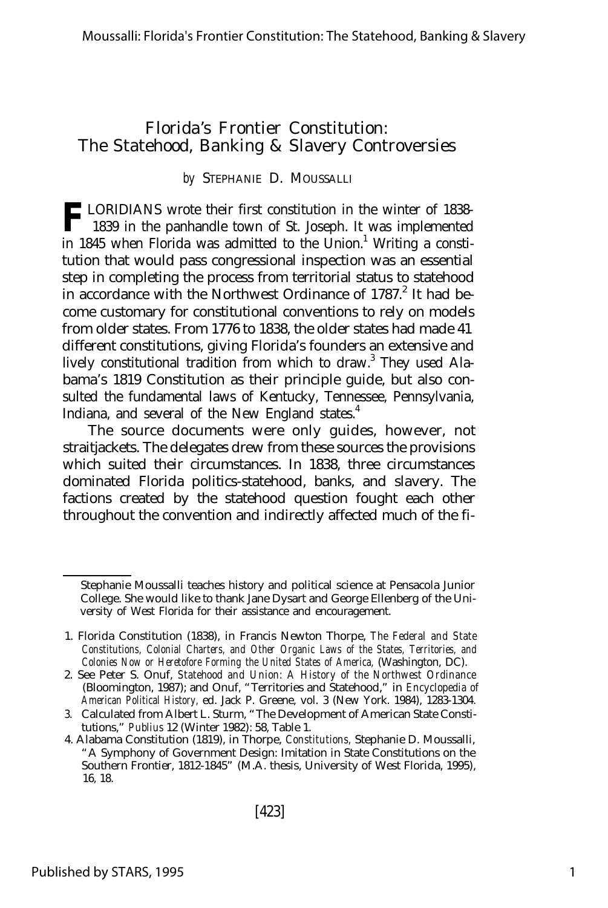# Florida's Frontier Constitution: The Statehood, Banking & Slavery Controversies

*by* STEPHANIE D. MOUSSALLI

FLORIDIANS wrote their first constitution in the winter of 1838-1839 in the panhandle town of St. Joseph. It was implemented in 1845 when Florida was admitted to the Union.[1] Writing a constitution that would pass congressional inspection was an essential step in completing the process from territorial status to statehood in accordance with the Northwest Ordinance of 1787.[2] It had become customary for constitutional conventions to rely on models from older states. From 1776 to 1838, the older states had made 41 different constitutions, giving Florida's founders an extensive and lively constitutional tradition from which to draw.[3] They used Alabama's 1819 Constitution as their principle guide, but also consulted the fundamental laws of Kentucky, Tennessee, Pennsylvania, Indiana, and several of the New England states.[4]

The source documents were only guides, however, not straitjackets. The delegates drew from these sources the provisions which suited their circumstances. In 1838, three circumstances dominated Florida politics-statehood, banks, and slavery. The factions created by the statehood question fought each other throughout the convention and indirectly affected much of the fi-

---

Stephanie Moussalli teaches history and political science at Pensacola Junior College. She would like to thank Jane Dysart and George Ellenberg of the University of West Florida for their assistance and encouragement.

1. Florida Constitution (1838), in Francis Newton Thorpe, *The Federal and State Constitutions, Colonial Charters, and Other Organic Laws of the States, Territories, and Colonies Now or Heretofore Forming the United States of America,* (Washington, DC).
2. See Peter S. Onuf, *Statehood and Union: A History of the Northwest Ordinance* (Bloomington, 1987); and Onuf, "Territories and Statehood," in *Encyclopedia of American Political History,* ed. Jack P. Greene, vol. 3 (New York. 1984), 1283-1304.
3. Calculated from Albert L. Sturm, "The Development of American State Constitutions," *Publius* 12 (Winter 1982): 58, Table 1.
4. Alabama Constitution (1819), in Thorpe, *Constitutions,* Stephanie D. Moussalli, "A Symphony of Government Design: Imitation in State Constitutions on the Southern Frontier, 1812-1845" (M.A. thesis, University of West Florida, 1995), 16, 18.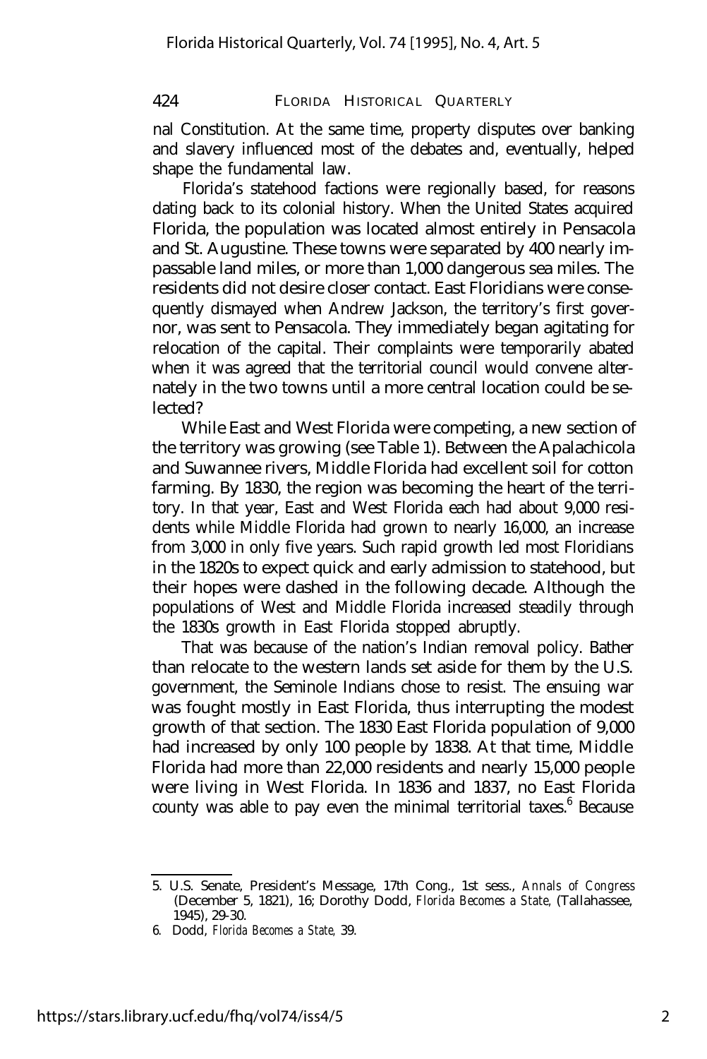nal Constitution. At the same time, property disputes over banking and slavery influenced most of the debates and, eventually, helped shape the fundamental law.

Florida's statehood factions were regionally based, for reasons dating back to its colonial history. When the United States acquired Florida, the population was located almost entirely in Pensacola and St. Augustine. These towns were separated by 400 nearly impassable land miles, or more than 1,000 dangerous sea miles. The residents did not desire closer contact. East Floridians were consequently dismayed when Andrew Jackson, the territory's first governor, was sent to Pensacola. They immediately began agitating for relocation of the capital. Their complaints were temporarily abated when it was agreed that the territorial council would convene alternately in the two towns until a more central location could be selected?

While East and West Florida were competing, a new section of the territory was growing (see Table 1). Between the Apalachicola and Suwannee rivers, Middle Florida had excellent soil for cotton farming. By 1830, the region was becoming the heart of the territory. In that year, East and West Florida each had about 9,000 residents while Middle Florida had grown to nearly 16,000, an increase from 3,000 in only five years. Such rapid growth led most Floridians in the 1820s to expect quick and early admission to statehood, but their hopes were dashed in the following decade. Although the populations of West and Middle Florida increased steadily through the 1830s growth in East Florida stopped abruptly.

That was because of the nation's Indian removal policy. Bather than relocate to the western lands set aside for them by the U.S. government, the Seminole Indians chose to resist. The ensuing war was fought mostly in East Florida, thus interrupting the modest growth of that section. The 1830 East Florida population of 9,000 had increased by only 100 people by 1838. At that time, Middle Florida had more than 22,000 residents and nearly 15,000 people were living in West Florida. In 1836 and 1837, no East Florida county was able to pay even the minimal territorial taxes.[6] Because

---

5. U.S. Senate, President's Message, 17th Cong., 1st sess., *Annals of Congress* (December 5, 1821), 16; Dorothy Dodd, *Florida Becomes a State,* (Tallahassee, 1945), 29-30.
6. Dodd, *Florida Becomes a State,* 39.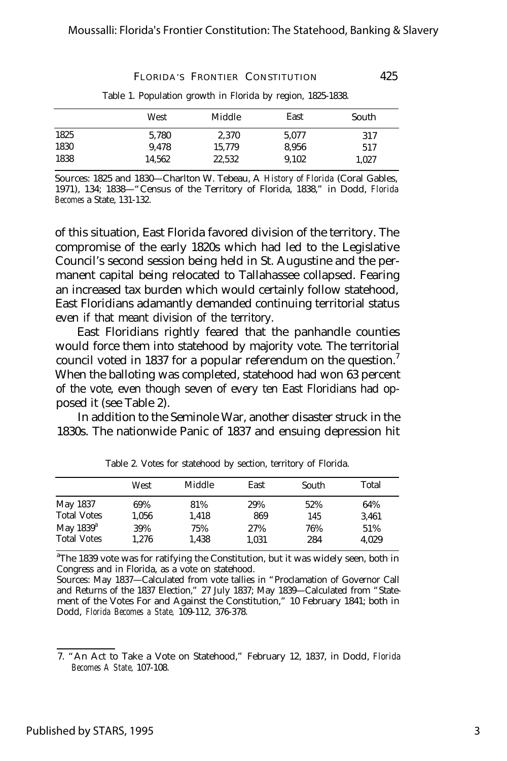Table 1. Population growth in Florida by region, 1825-1838.

| | West | Middle | East | South |
|---|---|---|---|---|
| 1825 | 5,780 | 2,370 | 5,077 | 317 |
| 1830 | 9,478 | 15,779 | 8,956 | 517 |
| 1838 | 14,562 | 22,532 | 9,102 | 1,027 |

Sources: 1825 and 1830—Charlton W. Tebeau, A *History of Florida* (Coral Gables, 1971), 134; 1838—"Census of the Territory of Florida, 1838," in Dodd, *Florida Becomes* a State, 131-132.

of this situation, East Florida favored division of the territory. The compromise of the early 1820s which had led to the Legislative Council's second session being held in St. Augustine and the permanent capital being relocated to Tallahassee collapsed. Fearing an increased tax burden which would certainly follow statehood, East Floridians adamantly demanded continuing territorial status even if that meant division of the territory.

East Floridians rightly feared that the panhandle counties would force them into statehood by majority vote. The territorial council voted in 1837 for a popular referendum on the question.[7] When the balloting was completed, statehood had won 63 percent of the vote, even though seven of every ten East Floridians had opposed it (see Table 2).

In addition to the Seminole War, another disaster struck in the 1830s. The nationwide Panic of 1837 and ensuing depression hit

Table 2. Votes for statehood by section, territory of Florida.

| | West | Middle | East | South | Total |
|---|---|---|---|---|---|
| May 1837 | 69% | 81% | 29% | 52% | 64% |
| Total Votes | 1,056 | 1,418 | 869 | 145 | 3,461 |
| May 1839[a] | 39% | 75% | 27% | 76% | 51% |
| Total Votes | 1,276 | 1,438 | 1,031 | 284 | 4,029 |

[a]The 1839 vote was for ratifying the Constitution, but it was widely seen, both in Congress and in Florida, as a vote on statehood.

Sources: May 1837—Calculated from vote tallies in "Proclamation of Governor Call and Returns of the 1837 Election," 27 July 1837; May 1839—Calculated from "Statement of the Votes For and Against the Constitution," 10 February 1841; both in Dodd, *Florida Becomes a State,* 109-112, 376-378.

7. "An Act to Take a Vote on Statehood," February 12, 1837, in Dodd, *Florida Becomes A State,* 107-108.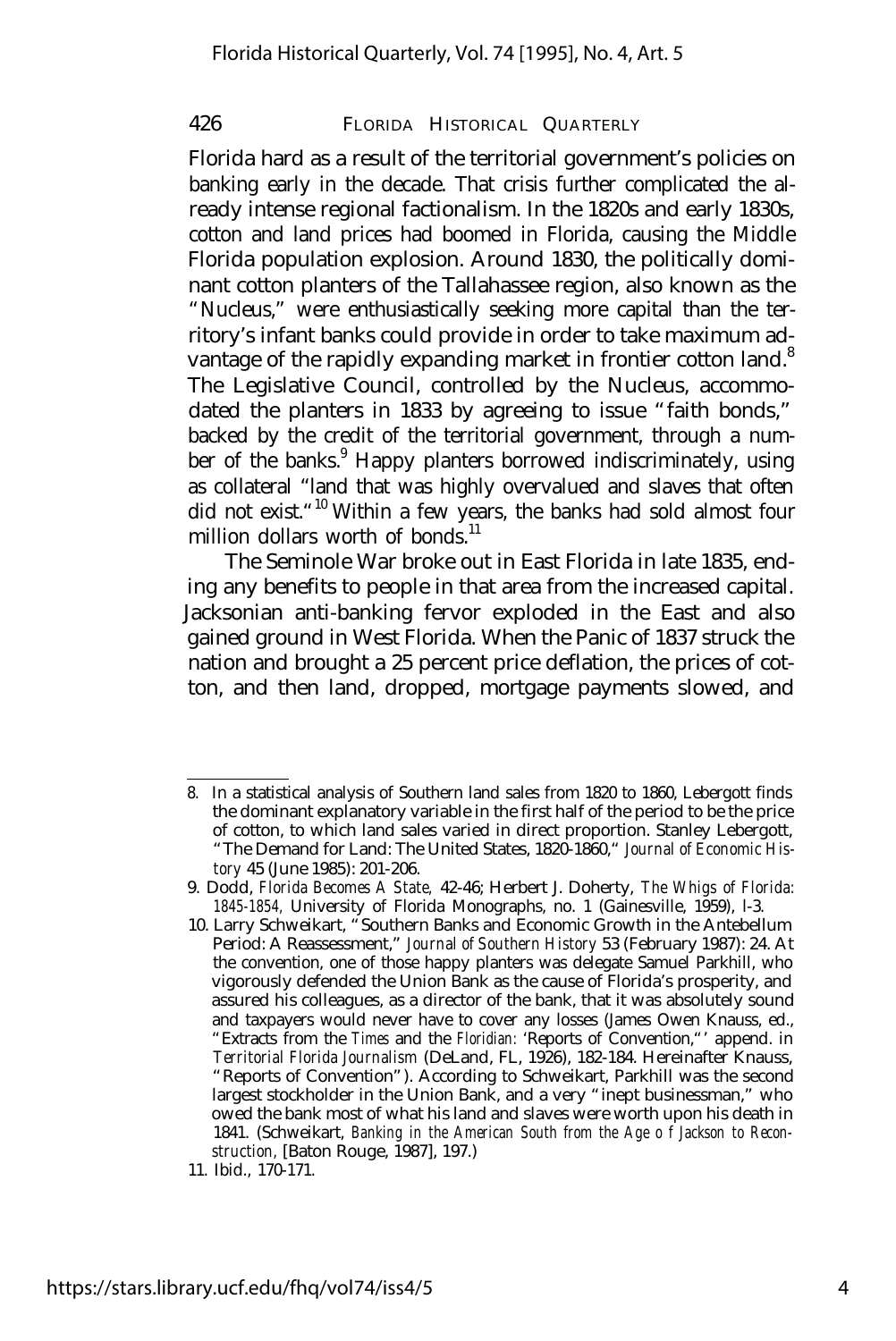Florida hard as a result of the territorial government's policies on banking early in the decade. That crisis further complicated the already intense regional factionalism. In the 1820s and early 1830s, cotton and land prices had boomed in Florida, causing the Middle Florida population explosion. Around 1830, the politically dominant cotton planters of the Tallahassee region, also known as the "Nucleus," were enthusiastically seeking more capital than the territory's infant banks could provide in order to take maximum advantage of the rapidly expanding market in frontier cotton land.[8] The Legislative Council, controlled by the Nucleus, accommodated the planters in 1833 by agreeing to issue "faith bonds," backed by the credit of the territorial government, through a number of the banks.[9] Happy planters borrowed indiscriminately, using as collateral "land that was highly overvalued and slaves that often did not exist."[10] Within a few years, the banks had sold almost four million dollars worth of bonds.[11]

The Seminole War broke out in East Florida in late 1835, ending any benefits to people in that area from the increased capital. Jacksonian anti-banking fervor exploded in the East and also gained ground in West Florida. When the Panic of 1837 struck the nation and brought a 25 percent price deflation, the prices of cotton, and then land, dropped, mortgage payments slowed, and

---

8. In a statistical analysis of Southern land sales from 1820 to 1860, Lebergott finds the dominant explanatory variable in the first half of the period to be the price of cotton, to which land sales varied in direct proportion. Stanley Lebergott, "The Demand for Land: The United States, 1820-1860," *Journal of Economic History* 45 (June 1985): 201-206.

9. Dodd, *Florida Becomes A State,* 42-46; Herbert J. Doherty, *The Whigs of Florida: 1845-1854,* University of Florida Monographs, no. 1 (Gainesville, 1959), l-3.

10. Larry Schweikart, "Southern Banks and Economic Growth in the Antebellum Period: A Reassessment," *Journal of Southern History* 53 (February 1987): 24. At the convention, one of those happy planters was delegate Samuel Parkhill, who vigorously defended the Union Bank as the cause of Florida's prosperity, and assured his colleagues, as a director of the bank, that it was absolutely sound and taxpayers would never have to cover any losses (James Owen Knauss, ed., "Extracts from the *Times* and the *Floridian:* 'Reports of Convention,"' append. in *Territorial Florida Journalism* (DeLand, FL, 1926), 182-184. Hereinafter Knauss, "Reports of Convention"). According to Schweikart, Parkhill was the second largest stockholder in the Union Bank, and a very "inept businessman," who owed the bank most of what his land and slaves were worth upon his death in 1841. (Schweikart, *Banking in the American South from the Age o f Jackson to Reconstruction,* [Baton Rouge, 1987], 197.)

11. Ibid., 170-171.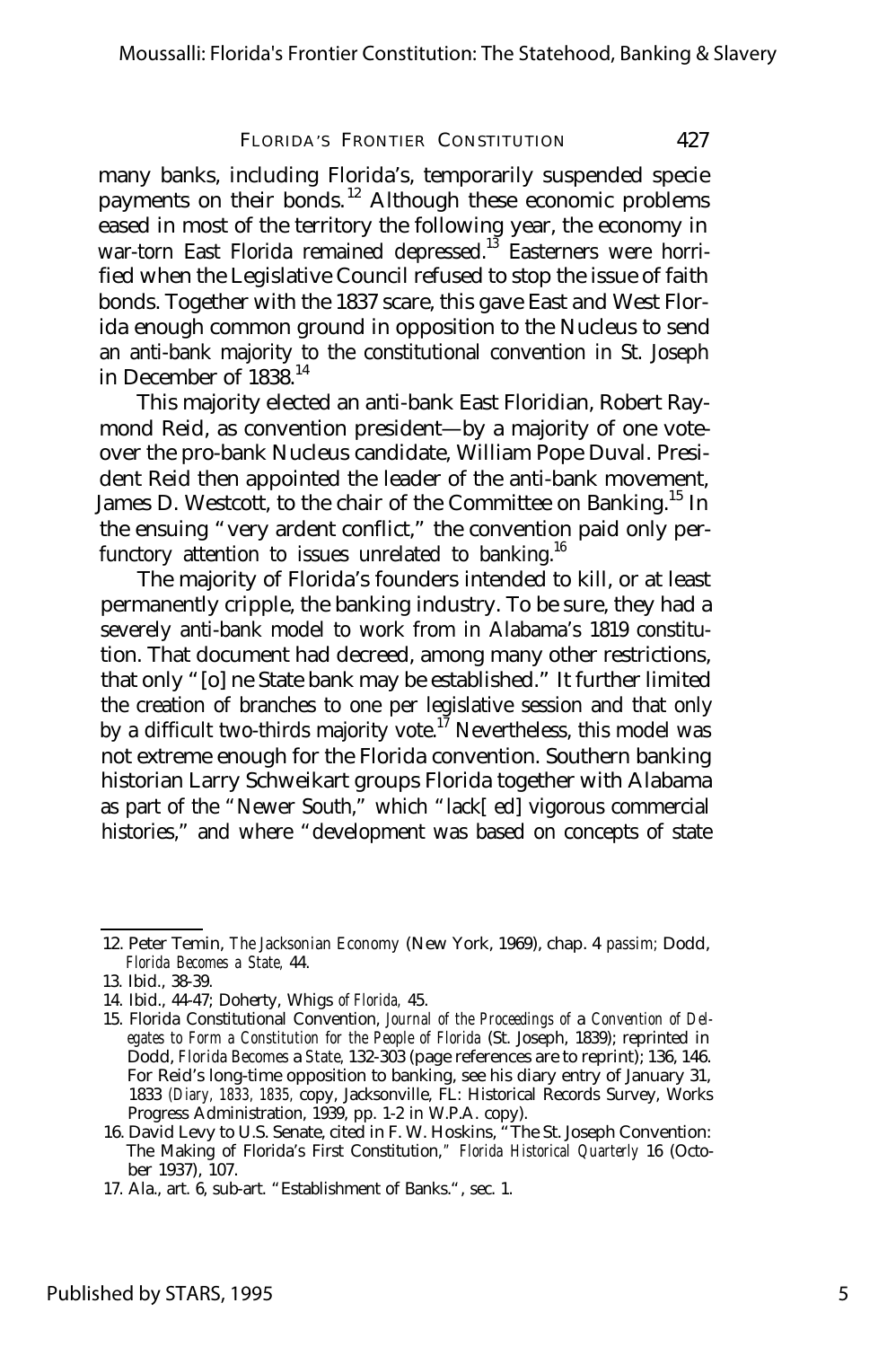many banks, including Florida's, temporarily suspended specie payments on their bonds.[12] Although these economic problems eased in most of the territory the following year, the economy in war-torn East Florida remained depressed.[13] Easterners were horrified when the Legislative Council refused to stop the issue of faith bonds. Together with the 1837 scare, this gave East and West Florida enough common ground in opposition to the Nucleus to send an anti-bank majority to the constitutional convention in St. Joseph in December of 1838.[14]

This majority elected an anti-bank East Floridian, Robert Raymond Reid, as convention president—by a majority of one vote-over the pro-bank Nucleus candidate, William Pope Duval. President Reid then appointed the leader of the anti-bank movement, James D. Westcott, to the chair of the Committee on Banking.[15] In the ensuing "very ardent conflict," the convention paid only perfunctory attention to issues unrelated to banking.[16]

The majority of Florida's founders intended to kill, or at least permanently cripple, the banking industry. To be sure, they had a severely anti-bank model to work from in Alabama's 1819 constitution. That document had decreed, among many other restrictions, that only "[o] ne State bank may be established." It further limited the creation of branches to one per legislative session and that only by a difficult two-thirds majority vote.[17] Nevertheless, this model was not extreme enough for the Florida convention. Southern banking historian Larry Schweikart groups Florida together with Alabama as part of the "Newer South," which "lack[ ed] vigorous commercial histories," and where "development was based on concepts of state

---

12. Peter Temin, *The Jacksonian Economy* (New York, 1969), chap. 4 *passim;* Dodd, *Florida Becomes a State,* 44.

13. Ibid., 38-39.

14. Ibid., 44-47; Doherty, *Whigs of Florida,* 45.

15. Florida Constitutional Convention, *Journal of the Proceedings of a Convention of Delegates to Form a Constitution for the People of Florida* (St. Joseph, 1839); reprinted in Dodd, *Florida Becomes a State,* 132-303 (page references are to reprint); 136, 146. For Reid's long-time opposition to banking, see his diary entry of January 31, 1833 (*Diary, 1833, 1835,* copy, Jacksonville, FL: Historical Records Survey, Works Progress Administration, 1939, pp. 1-2 in W.P.A. copy).

16. David Levy to U.S. Senate, cited in F. W. Hoskins, "The St. Joseph Convention: The Making of Florida's First Constitution," *Florida Historical Quarterly* 16 (October 1937), 107.

17. Ala., art. 6, sub-art. "Establishment of Banks.", sec. 1.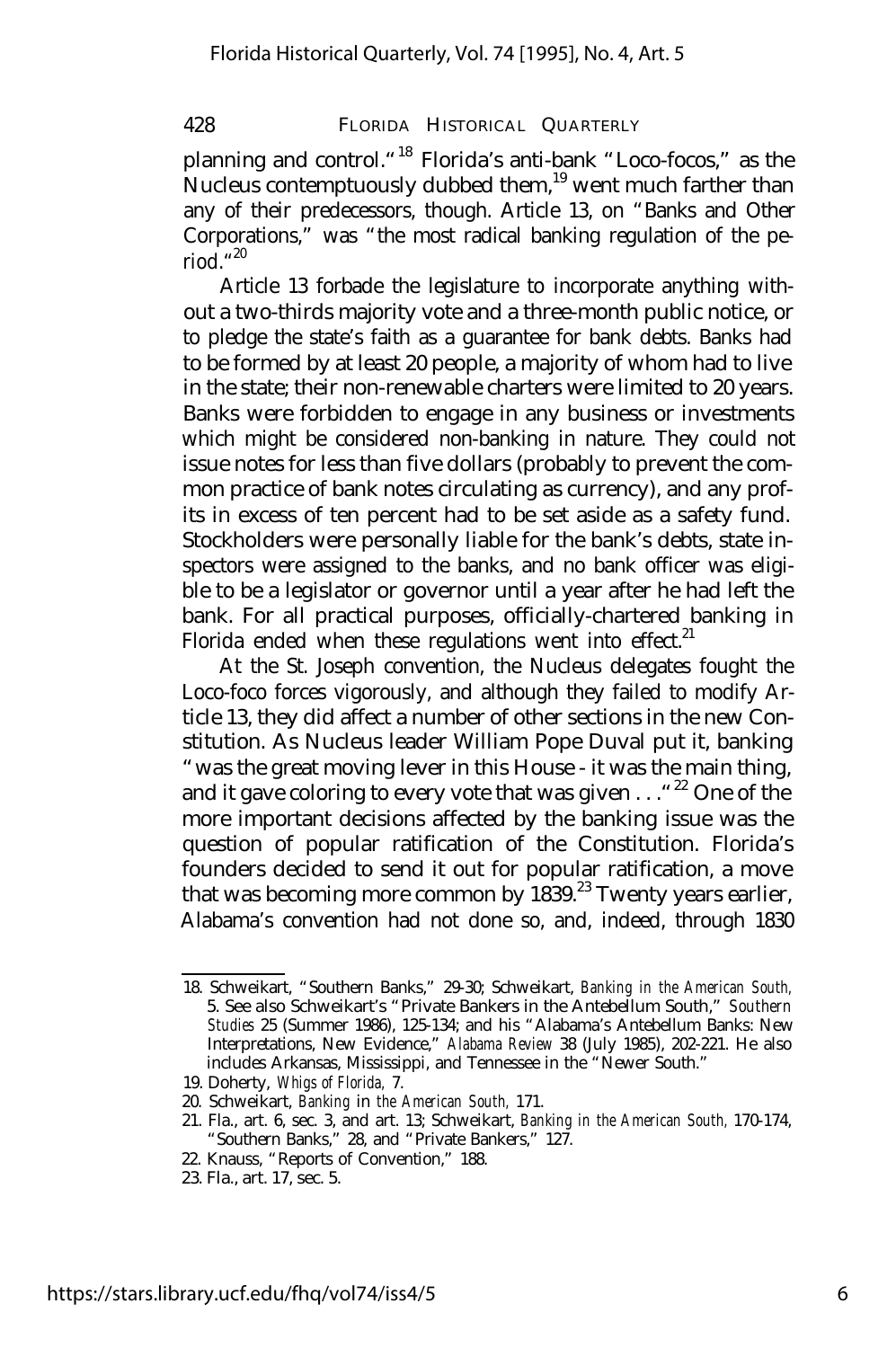planning and control."[18] Florida's anti-bank "Loco-focos," as the Nucleus contemptuously dubbed them,[19] went much farther than any of their predecessors, though. Article 13, on "Banks and Other Corporations," was "the most radical banking regulation of the period."[20]

Article 13 forbade the legislature to incorporate anything without a two-thirds majority vote and a three-month public notice, or to pledge the state's faith as a guarantee for bank debts. Banks had to be formed by at least 20 people, a majority of whom had to live in the state; their non-renewable charters were limited to 20 years. Banks were forbidden to engage in any business or investments which might be considered non-banking in nature. They could not issue notes for less than five dollars (probably to prevent the common practice of bank notes circulating as currency), and any profits in excess of ten percent had to be set aside as a safety fund. Stockholders were personally liable for the bank's debts, state inspectors were assigned to the banks, and no bank officer was eligible to be a legislator or governor until a year after he had left the bank. For all practical purposes, officially-chartered banking in Florida ended when these regulations went into effect.[21]

At the St. Joseph convention, the Nucleus delegates fought the Loco-foco forces vigorously, and although they failed to modify Article 13, they did affect a number of other sections in the new Constitution. As Nucleus leader William Pope Duval put it, banking "was the great moving lever in this House - it was the main thing, and it gave coloring to every vote that was given . . ."[22] One of the more important decisions affected by the banking issue was the question of popular ratification of the Constitution. Florida's founders decided to send it out for popular ratification, a move that was becoming more common by 1839.[23] Twenty years earlier, Alabama's convention had not done so, and, indeed, through 1830

---

18. Schweikart, "Southern Banks," 29-30; Schweikart, *Banking in the American South,* 5. See also Schweikart's "Private Bankers in the Antebellum South," *Southern Studies* 25 (Summer 1986), 125-134; and his "Alabama's Antebellum Banks: New Interpretations, New Evidence," *Alabama Review* 38 (July 1985), 202-221. He also includes Arkansas, Mississippi, and Tennessee in the "Newer South."

19. Doherty, *Whigs of Florida,* 7.

20. Schweikart, *Banking in the American South,* 171.

21. Fla., art. 6, sec. 3, and art. 13; Schweikart, *Banking in the American South,* 170-174, "Southern Banks," 28, and "Private Bankers," 127.

22. Knauss, "Reports of Convention," 188.

23. Fla., art. 17, sec. 5.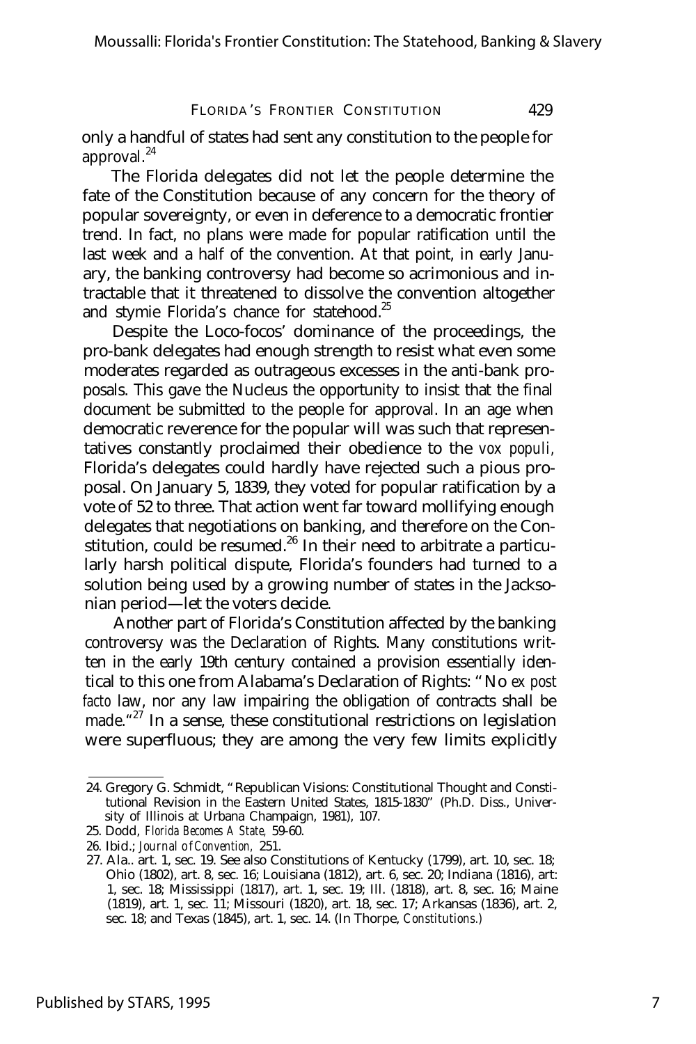only a handful of states had sent any constitution to the people for approval.[24]

The Florida delegates did not let the people determine the fate of the Constitution because of any concern for the theory of popular sovereignty, or even in deference to a democratic frontier trend. In fact, no plans were made for popular ratification until the last week and a half of the convention. At that point, in early January, the banking controversy had become so acrimonious and intractable that it threatened to dissolve the convention altogether and stymie Florida's chance for statehood.[25]

Despite the Loco-focos' dominance of the proceedings, the pro-bank delegates had enough strength to resist what even some moderates regarded as outrageous excesses in the anti-bank proposals. This gave the Nucleus the opportunity to insist that the final document be submitted to the people for approval. In an age when democratic reverence for the popular will was such that representatives constantly proclaimed their obedience to the *vox populi,* Florida's delegates could hardly have rejected such a pious proposal. On January 5, 1839, they voted for popular ratification by a vote of 52 to three. That action went far toward mollifying enough delegates that negotiations on banking, and therefore on the Constitution, could be resumed.[26] In their need to arbitrate a particularly harsh political dispute, Florida's founders had turned to a solution being used by a growing number of states in the Jacksonian period—let the voters decide.

Another part of Florida's Constitution affected by the banking controversy was the Declaration of Rights. Many constitutions written in the early 19th century contained a provision essentially identical to this one from Alabama's Declaration of Rights: "No *ex post facto* law, nor any law impairing the obligation of contracts shall be made."[27] In a sense, these constitutional restrictions on legislation were superfluous; they are among the very few limits explicitly

---

24. Gregory G. Schmidt, "Republican Visions: Constitutional Thought and Constitutional Revision in the Eastern United States, 1815-1830" (Ph.D. Diss., University of Illinois at Urbana Champaign, 1981), 107.
25. Dodd, *Florida Becomes A State,* 59-60.
26. Ibid.; *Journal of Convention,* 251.
27. Ala.. art. 1, sec. 19. See also Constitutions of Kentucky (1799), art. 10, sec. 18; Ohio (1802), art. 8, sec. 16; Louisiana (1812), art. 6, sec. 20; Indiana (1816), art: 1, sec. 18; Mississippi (1817), art. 1, sec. 19; Ill. (1818), art. 8, sec. 16; Maine (1819), art. 1, sec. 11; Missouri (1820), art. 18, sec. 17; Arkansas (1836), art. 2, sec. 18; and Texas (1845), art. 1, sec. 14. (In Thorpe, *Constitutions.*)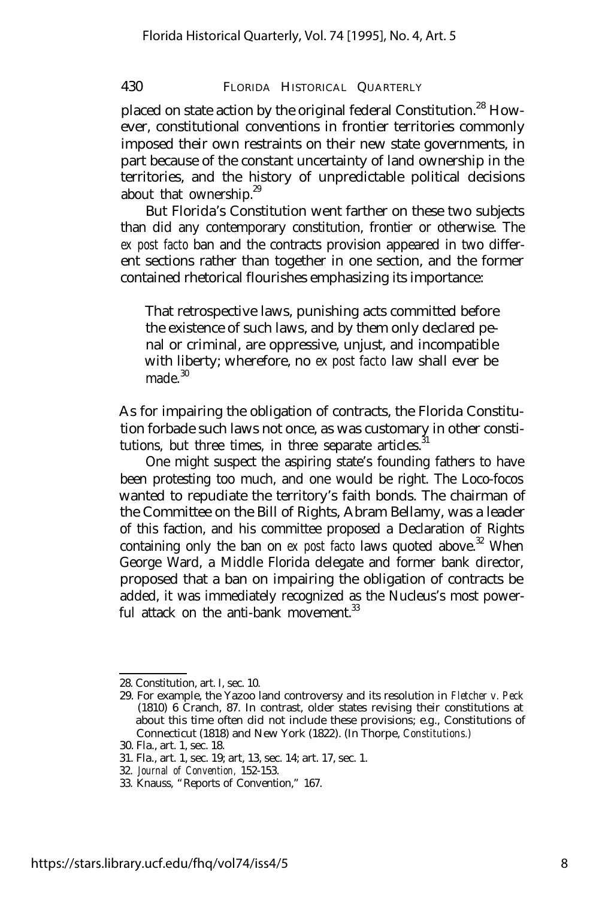placed on state action by the original federal Constitution.[28] However, constitutional conventions in frontier territories commonly imposed their own restraints on their new state governments, in part because of the constant uncertainty of land ownership in the territories, and the history of unpredictable political decisions about that ownership.[29]

But Florida's Constitution went farther on these two subjects than did any contemporary constitution, frontier or otherwise. The *ex post facto* ban and the contracts provision appeared in two different sections rather than together in one section, and the former contained rhetorical flourishes emphasizing its importance:

> That retrospective laws, punishing acts committed before the existence of such laws, and by them only declared penal or criminal, are oppressive, unjust, and incompatible with liberty; wherefore, no *ex post facto* law shall ever be made.[30]

As for impairing the obligation of contracts, the Florida Constitution forbade such laws not once, as was customary in other constitutions, but three times, in three separate articles.[31]

One might suspect the aspiring state's founding fathers to have been protesting too much, and one would be right. The Loco-focos wanted to repudiate the territory's faith bonds. The chairman of the Committee on the Bill of Rights, Abram Bellamy, was a leader of this faction, and his committee proposed a Declaration of Rights containing only the ban on *ex post facto* laws quoted above.[32] When George Ward, a Middle Florida delegate and former bank director, proposed that a ban on impairing the obligation of contracts be added, it was immediately recognized as the Nucleus's most powerful attack on the anti-bank movement.[33]

---

28. Constitution, art. I, sec. 10.
29. For example, the Yazoo land controversy and its resolution in *Fletcher v. Peck* (1810) 6 Cranch, 87. In contrast, older states revising their constitutions at about this time often did not include these provisions; e.g., Constitutions of Connecticut (1818) and New York (1822). (In Thorpe, *Constitutions.*)
30. Fla., art. 1, sec. 18.
31. Fla., art. 1, sec. 19; art, 13, sec. 14; art. 17, sec. 1.
32. *Journal of Convention,* 152-153.
33. Knauss, "Reports of Convention," 167.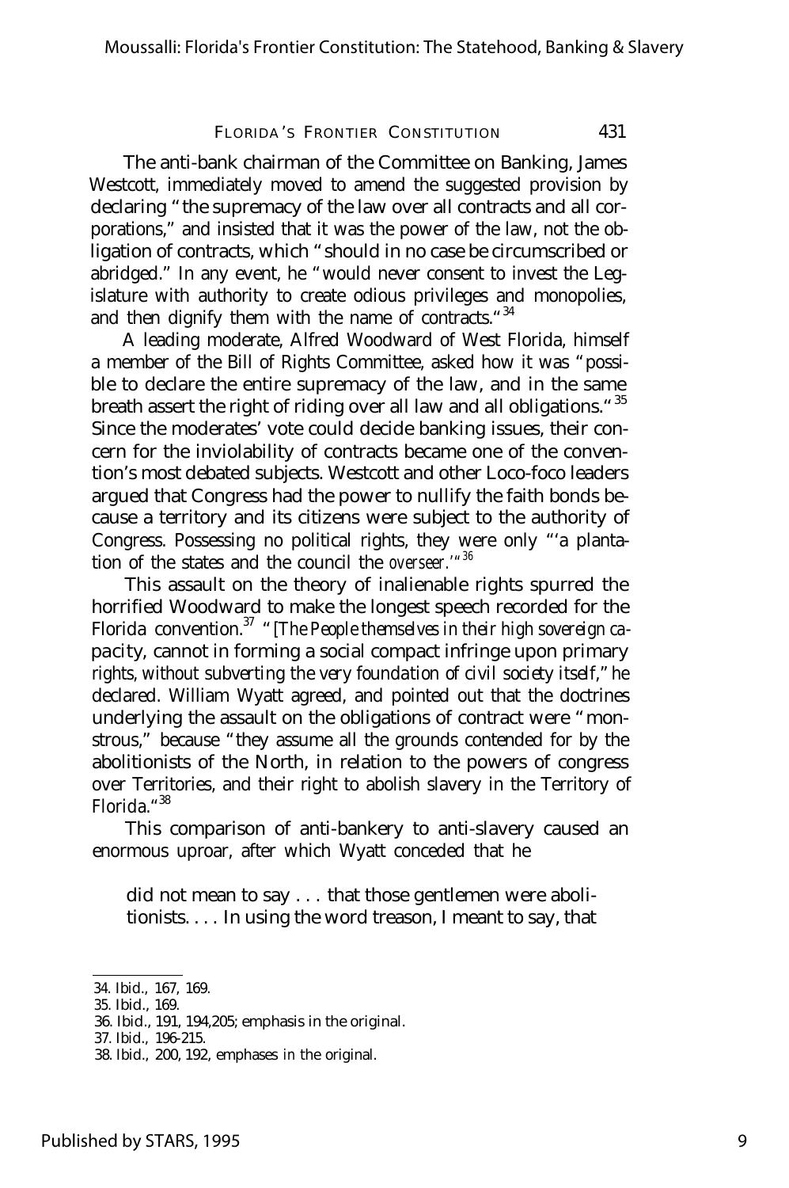The anti-bank chairman of the Committee on Banking, James Westcott, immediately moved to amend the suggested provision by declaring "the supremacy of the law over all contracts and all corporations," and insisted that it was the power of the law, not the obligation of contracts, which "should in no case be circumscribed or abridged." In any event, he "would never consent to invest the Legislature with authority to create odious privileges and monopolies, and then dignify them with the name of contracts."[34]

A leading moderate, Alfred Woodward of West Florida, himself a member of the Bill of Rights Committee, asked how it was "possible to declare the entire supremacy of the law, and in the same breath assert the right of riding over all law and all obligations."[35] Since the moderates' vote could decide banking issues, their concern for the inviolability of contracts became one of the convention's most debated subjects. Westcott and other Loco-foco leaders argued that Congress had the power to nullify the faith bonds because a territory and its citizens were subject to the authority of Congress. Possessing no political rights, they were only "'a plantation of the states and the council the *overseer*.'"[36]

This assault on the theory of inalienable rights spurred the horrified Woodward to make the longest speech recorded for the Florida convention.[37] "[*The People themselves in their high sovereign ca-* pacity, cannot in forming a social compact infringe upon primary rights, without subverting the very foundation of civil society itself," he declared. William Wyatt agreed, and pointed out that the doctrines underlying the assault on the obligations of contract were "monstrous," because "they assume all the grounds contended for by the abolitionists of the North, in relation to the powers of congress over Territories, and their right to abolish slavery in the Territory of Florida."[38]

This comparison of anti-bankery to anti-slavery caused an enormous uproar, after which Wyatt conceded that he

> did not mean to say . . . that those gentlemen were abolitionists. . . . In using the word treason, I meant to say, that

34. Ibid., 167, 169.
35. Ibid., 169.
36. Ibid., 191, 194,205; emphasis in the original.
37. Ibid., 196-215.
38. Ibid., 200, 192, emphases in the original.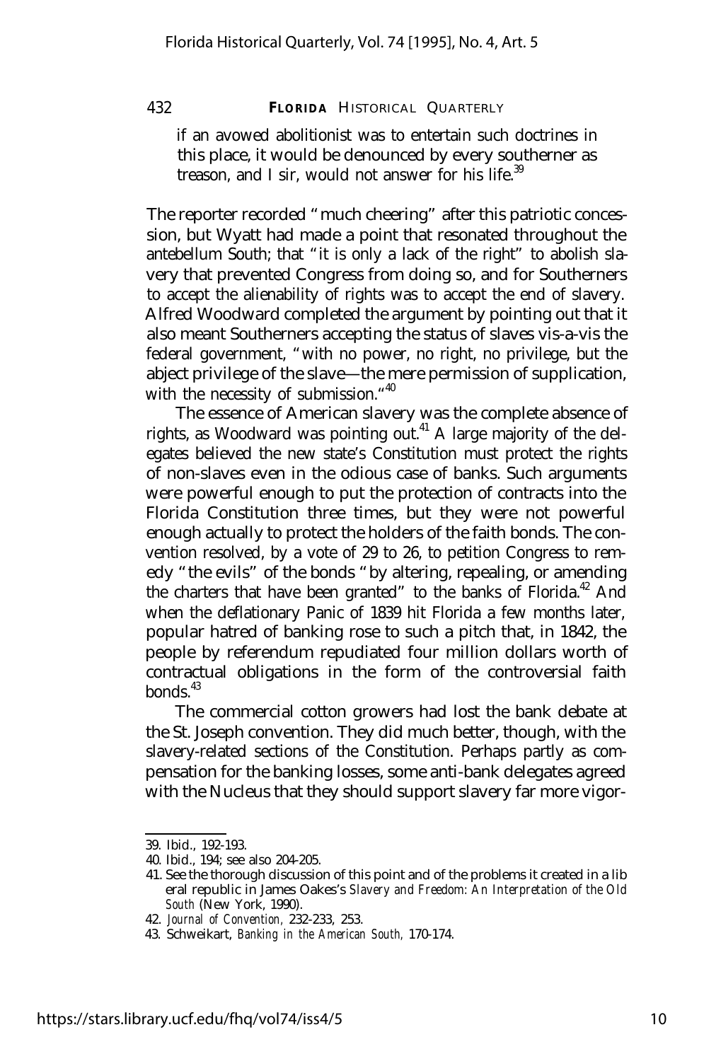if an avowed abolitionist was to entertain such doctrines in this place, it would be denounced by every southerner as treason, and I sir, would not answer for his life.[39]

The reporter recorded "much cheering" after this patriotic concession, but Wyatt had made a point that resonated throughout the antebellum South; that "it is only a lack of the right" to abolish slavery that prevented Congress from doing so, and for Southerners to accept the alienability of rights was to accept the end of slavery. Alfred Woodward completed the argument by pointing out that it also meant Southerners accepting the status of slaves vis-a-vis the federal government, "with no power, no right, no privilege, but the abject privilege of the slave—the mere permission of supplication, with the necessity of submission."[40]

The essence of American slavery was the complete absence of rights, as Woodward was pointing out.[41] A large majority of the delegates believed the new state's Constitution must protect the rights of non-slaves even in the odious case of banks. Such arguments were powerful enough to put the protection of contracts into the Florida Constitution three times, but they were not powerful enough actually to protect the holders of the faith bonds. The convention resolved, by a vote of 29 to 26, to petition Congress to remedy "the evils" of the bonds "by altering, repealing, or amending the charters that have been granted" to the banks of Florida.[42] And when the deflationary Panic of 1839 hit Florida a few months later, popular hatred of banking rose to such a pitch that, in 1842, the people by referendum repudiated four million dollars worth of contractual obligations in the form of the controversial faith bonds.[43]

The commercial cotton growers had lost the bank debate at the St. Joseph convention. They did much better, though, with the slavery-related sections of the Constitution. Perhaps partly as compensation for the banking losses, some anti-bank delegates agreed with the Nucleus that they should support slavery far more vigor-

39. Ibid., 192-193.

40. Ibid., 194; see also 204-205.

41. See the thorough discussion of this point and of the problems it created in a liberal republic in James Oakes's *Slavery and Freedom: An Interpretation of the Old South* (New York, 1990).

42. *Journal of Convention,* 232-233, 253.

43. Schweikart, *Banking in the American South,* 170-174.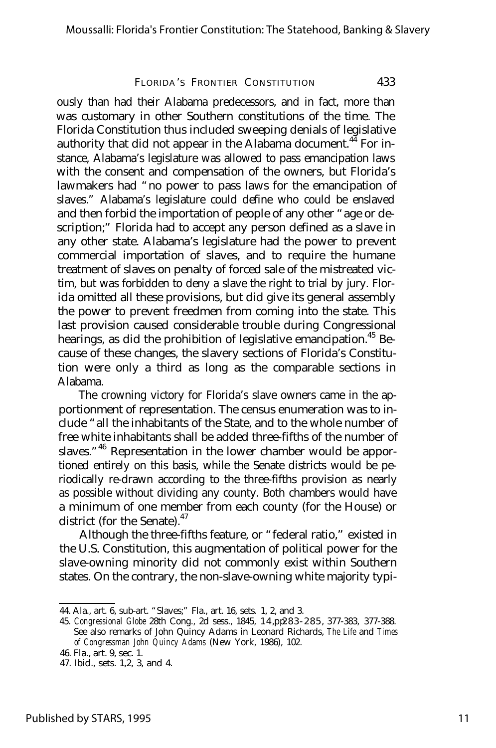ously than had their Alabama predecessors, and in fact, more than was customary in other Southern constitutions of the time. The Florida Constitution thus included sweeping denials of legislative authority that did not appear in the Alabama document.[44] For instance, Alabama's legislature was allowed to pass emancipation laws with the consent and compensation of the owners, but Florida's lawmakers had "no power to pass laws for the emancipation of slaves." Alabama's legislature could define who could be enslaved and then forbid the importation of people of any other "age or description;" Florida had to accept any person defined as a slave in any other state. Alabama's legislature had the power to prevent commercial importation of slaves, and to require the humane treatment of slaves on penalty of forced sale of the mistreated victim, but was forbidden to deny a slave the right to trial by jury. Florida omitted all these provisions, but did give its general assembly the power to prevent freedmen from coming into the state. This last provision caused considerable trouble during Congressional hearings, as did the prohibition of legislative emancipation.[45] Because of these changes, the slavery sections of Florida's Constitution were only a third as long as the comparable sections in Alabama.

The crowning victory for Florida's slave owners came in the apportionment of representation. The census enumeration was to include "all the inhabitants of the State, and to the whole number of free white inhabitants shall be added three-fifths of the number of slaves."[46] Representation in the lower chamber would be apportioned entirely on this basis, while the Senate districts would be periodically re-drawn according to the three-fifths provision as nearly as possible without dividing any county. Both chambers would have a minimum of one member from each county (for the House) or district (for the Senate).[47]

Although the three-fifths feature, or "federal ratio," existed in the U.S. Constitution, this augmentation of political power for the slave-owning minority did not commonly exist within Southern states. On the contrary, the non-slave-owning white majority typi-

---

44. Ala., art. 6, sub-art. "Slaves;" Fla., art. 16, sets. 1, 2, and 3.

45. *Congressional Globe* 28th Cong., 2d sess., 1845, 14, pp283-285, 377-383, 377-388. See also remarks of John Quincy Adams in Leonard Richards, *The Life* and *Times of Congressman John Quincy Adams* (New York, 1986), 102.

46. Fla., art. 9, sec. 1.

47. Ibid., sets. 1,2, 3, and 4.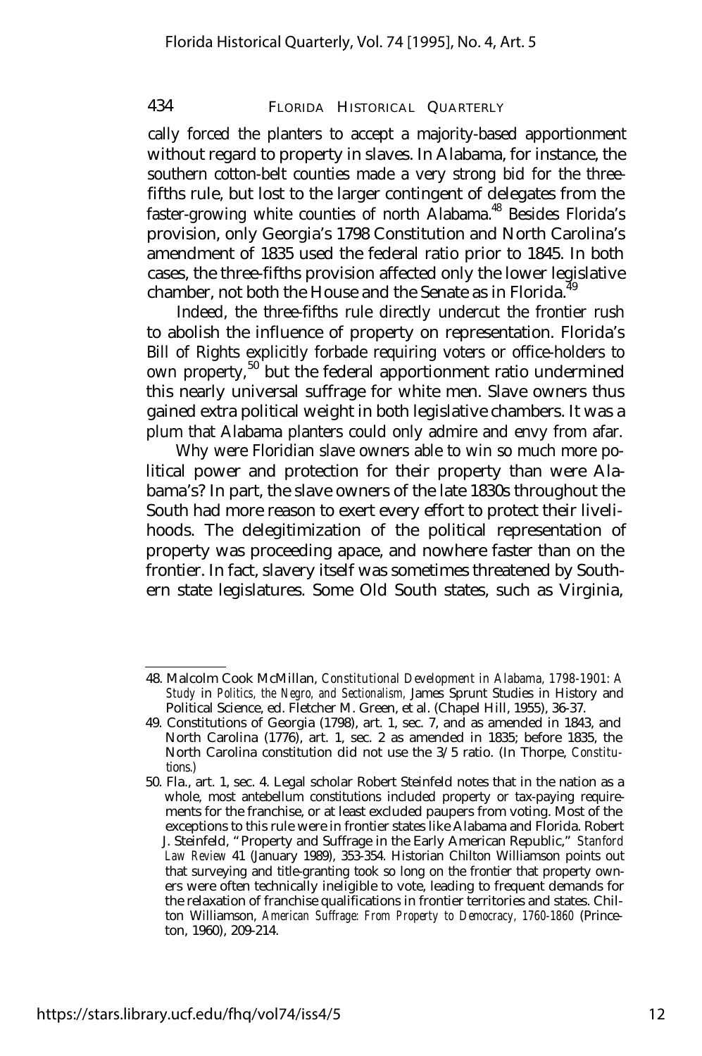cally forced the planters to accept a majority-based apportionment without regard to property in slaves. In Alabama, for instance, the southern cotton-belt counties made a very strong bid for the three-fifths rule, but lost to the larger contingent of delegates from the faster-growing white counties of north Alabama.[48] Besides Florida's provision, only Georgia's 1798 Constitution and North Carolina's amendment of 1835 used the federal ratio prior to 1845. In both cases, the three-fifths provision affected only the lower legislative chamber, not both the House and the Senate as in Florida.[49]

Indeed, the three-fifths rule directly undercut the frontier rush to abolish the influence of property on representation. Florida's Bill of Rights explicitly forbade requiring voters or office-holders to own property,[50] but the federal apportionment ratio undermined this nearly universal suffrage for white men. Slave owners thus gained extra political weight in both legislative chambers. It was a plum that Alabama planters could only admire and envy from afar.

Why were Floridian slave owners able to win so much more political power and protection for their property than were Alabama's? In part, the slave owners of the late 1830s throughout the South had more reason to exert every effort to protect their livelihoods. The delegitimization of the political representation of property was proceeding apace, and nowhere faster than on the frontier. In fact, slavery itself was sometimes threatened by Southern state legislatures. Some Old South states, such as Virginia,

---

48. Malcolm Cook McMillan, *Constitutional Development in Alabama, 1798-1901: A Study* in *Politics, the Negro, and Sectionalism,* James Sprunt Studies in History and Political Science, ed. Fletcher M. Green, et al. (Chapel Hill, 1955), 36-37.

49. Constitutions of Georgia (1798), art. 1, sec. 7, and as amended in 1843, and North Carolina (1776), art. 1, sec. 2 as amended in 1835; before 1835, the North Carolina constitution did not use the 3/5 ratio. (In Thorpe, *Constitutions.*)

50. Fla., art. 1, sec. 4. Legal scholar Robert Steinfeld notes that in the nation as a whole, most antebellum constitutions included property or tax-paying requirements for the franchise, or at least excluded paupers from voting. Most of the exceptions to this rule were in frontier states like Alabama and Florida. Robert J. Steinfeld, "Property and Suffrage in the Early American Republic," *Stanford Law Review* 41 (January 1989), 353-354. Historian Chilton Williamson points out that surveying and title-granting took so long on the frontier that property owners were often technically ineligible to vote, leading to frequent demands for the relaxation of franchise qualifications in frontier territories and states. Chilton Williamson, *American Suffrage: From Property to Democracy, 1760-1860* (Princeton, 1960), 209-214.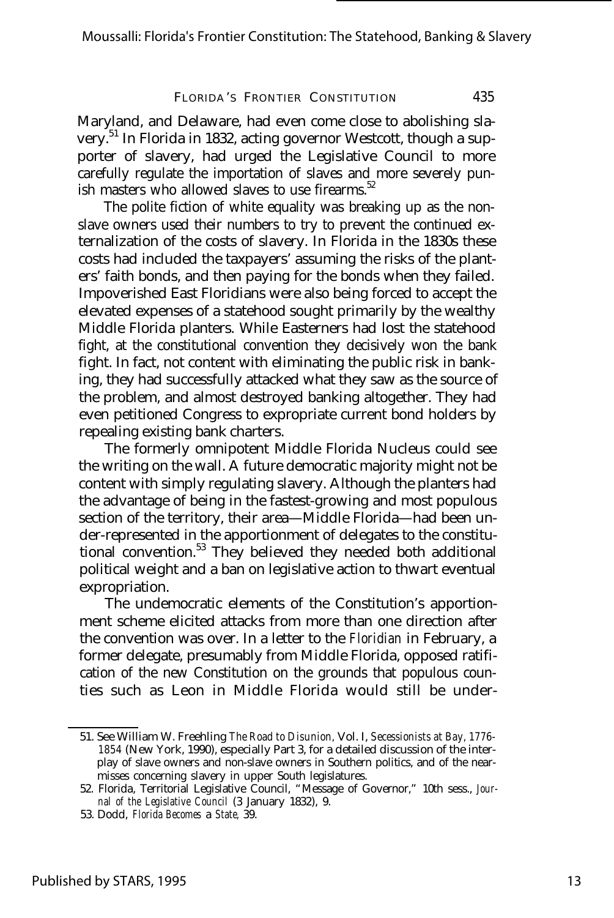Maryland, and Delaware, had even come close to abolishing slavery.[51] In Florida in 1832, acting governor Westcott, though a supporter of slavery, had urged the Legislative Council to more carefully regulate the importation of slaves and more severely punish masters who allowed slaves to use firearms.[52]

The polite fiction of white equality was breaking up as the non-slave owners used their numbers to try to prevent the continued externalization of the costs of slavery. In Florida in the 1830s these costs had included the taxpayers' assuming the risks of the planters' faith bonds, and then paying for the bonds when they failed. Impoverished East Floridians were also being forced to accept the elevated expenses of a statehood sought primarily by the wealthy Middle Florida planters. While Easterners had lost the statehood fight, at the constitutional convention they decisively won the bank fight. In fact, not content with eliminating the public risk in banking, they had successfully attacked what they saw as the source of the problem, and almost destroyed banking altogether. They had even petitioned Congress to expropriate current bond holders by repealing existing bank charters.

The formerly omnipotent Middle Florida Nucleus could see the writing on the wall. A future democratic majority might not be content with simply regulating slavery. Although the planters had the advantage of being in the fastest-growing and most populous section of the territory, their area—Middle Florida—had been under-represented in the apportionment of delegates to the constitutional convention.[53] They believed they needed both additional political weight and a ban on legislative action to thwart eventual expropriation.

The undemocratic elements of the Constitution's apportionment scheme elicited attacks from more than one direction after the convention was over. In a letter to the *Floridian* in February, a former delegate, presumably from Middle Florida, opposed ratification of the new Constitution on the grounds that populous counties such as Leon in Middle Florida would still be under-

---

51. See William W. Freehling *The Road to Disunion*, Vol. I, *Secessionists at Bay, 1776-1854* (New York, 1990), especially Part 3, for a detailed discussion of the interplay of slave owners and non-slave owners in Southern politics, and of the near-misses concerning slavery in upper South legislatures.

52. Florida, Territorial Legislative Council, "Message of Governor," 10th sess., *Journal of the Legislative Council* (3 January 1832), 9.

53. Dodd, *Florida Becomes a State*, 39.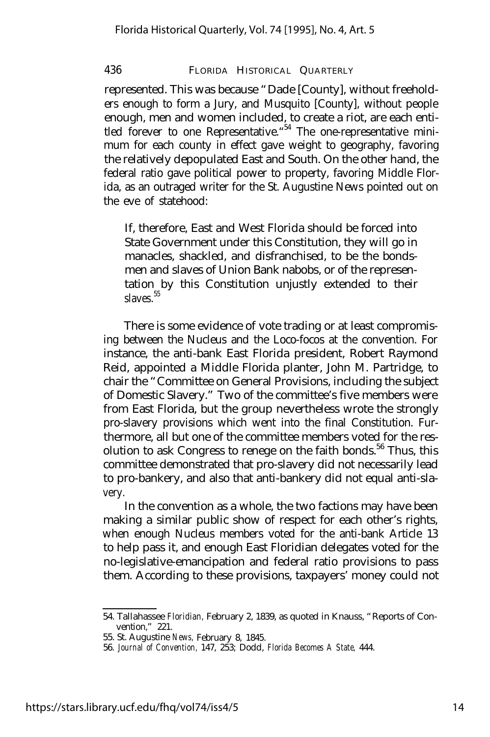represented. This was because "Dade [County], without freeholders enough to form a Jury, and Musquito [County], without people enough, men and women included, to create a riot, are each entitled forever to one Representative."[54] The one-representative minimum for each county in effect gave weight to geography, favoring the relatively depopulated East and South. On the other hand, the federal ratio gave political power to property, favoring Middle Florida, as an outraged writer for the St. Augustine News pointed out on the eve of statehood:

> If, therefore, East and West Florida should be forced into State Government under this Constitution, they will go in manacles, shackled, and disfranchised, to be the bondsmen and slaves of Union Bank nabobs, or of the representation by this Constitution unjustly extended to their slaves.[55]

There is some evidence of vote trading or at least compromising between the Nucleus and the Loco-focos at the convention. For instance, the anti-bank East Florida president, Robert Raymond Reid, appointed a Middle Florida planter, John M. Partridge, to chair the "Committee on General Provisions, including the subject of Domestic Slavery." Two of the committee's five members were from East Florida, but the group nevertheless wrote the strongly pro-slavery provisions which went into the final Constitution. Furthermore, all but one of the committee members voted for the resolution to ask Congress to renege on the faith bonds.[56] Thus, this committee demonstrated that pro-slavery did not necessarily lead to pro-bankery, and also that anti-bankery did not equal anti-slavery.

In the convention as a whole, the two factions may have been making a similar public show of respect for each other's rights, when enough Nucleus members voted for the anti-bank Article 13 to help pass it, and enough East Floridian delegates voted for the no-legislative-emancipation and federal ratio provisions to pass them. According to these provisions, taxpayers' money could not

---

54. Tallahassee *Floridian,* February 2, 1839, as quoted in Knauss, "Reports of Convention," 221.
55. St. Augustine *News,* February 8, 1845.
56. *Journal of Convention,* 147, 253; Dodd, *Florida Becomes A State,* 444.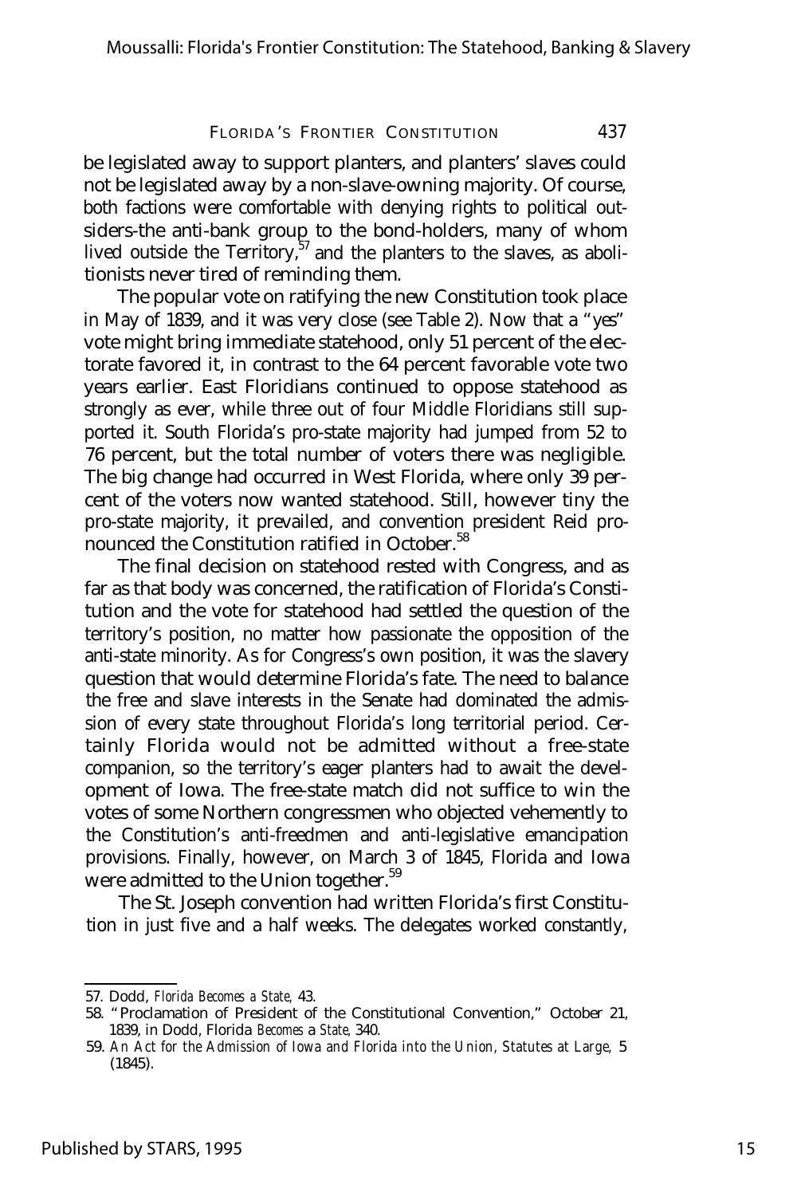be legislated away to support planters, and planters' slaves could not be legislated away by a non-slave-owning majority. Of course, both factions were comfortable with denying rights to political outsiders-the anti-bank group to the bond-holders, many of whom lived outside the Territory,[57] and the planters to the slaves, as abolitionists never tired of reminding them.

The popular vote on ratifying the new Constitution took place in May of 1839, and it was very close (see Table 2). Now that a "yes" vote might bring immediate statehood, only 51 percent of the electorate favored it, in contrast to the 64 percent favorable vote two years earlier. East Floridians continued to oppose statehood as strongly as ever, while three out of four Middle Floridians still supported it. South Florida's pro-state majority had jumped from 52 to 76 percent, but the total number of voters there was negligible. The big change had occurred in West Florida, where only 39 percent of the voters now wanted statehood. Still, however tiny the pro-state majority, it prevailed, and convention president Reid pronounced the Constitution ratified in October.[58]

The final decision on statehood rested with Congress, and as far as that body was concerned, the ratification of Florida's Constitution and the vote for statehood had settled the question of the territory's position, no matter how passionate the opposition of the anti-state minority. As for Congress's own position, it was the slavery question that would determine Florida's fate. The need to balance the free and slave interests in the Senate had dominated the admission of every state throughout Florida's long territorial period. Certainly Florida would not be admitted without a free-state companion, so the territory's eager planters had to await the development of Iowa. The free-state match did not suffice to win the votes of some Northern congressmen who objected vehemently to the Constitution's anti-freedmen and anti-legislative emancipation provisions. Finally, however, on March 3 of 1845, Florida and Iowa were admitted to the Union together.[59]

The St. Joseph convention had written Florida's first Constitution in just five and a half weeks. The delegates worked constantly,

---

57. Dodd, *Florida Becomes a State*, 43.

58. "Proclamation of President of the Constitutional Convention," October 21, 1839, in Dodd, *Florida Becomes a State*, 340.

59. *An Act for the Admission of Iowa and Florida into the Union*, *Statutes at Large*, 5 (1845).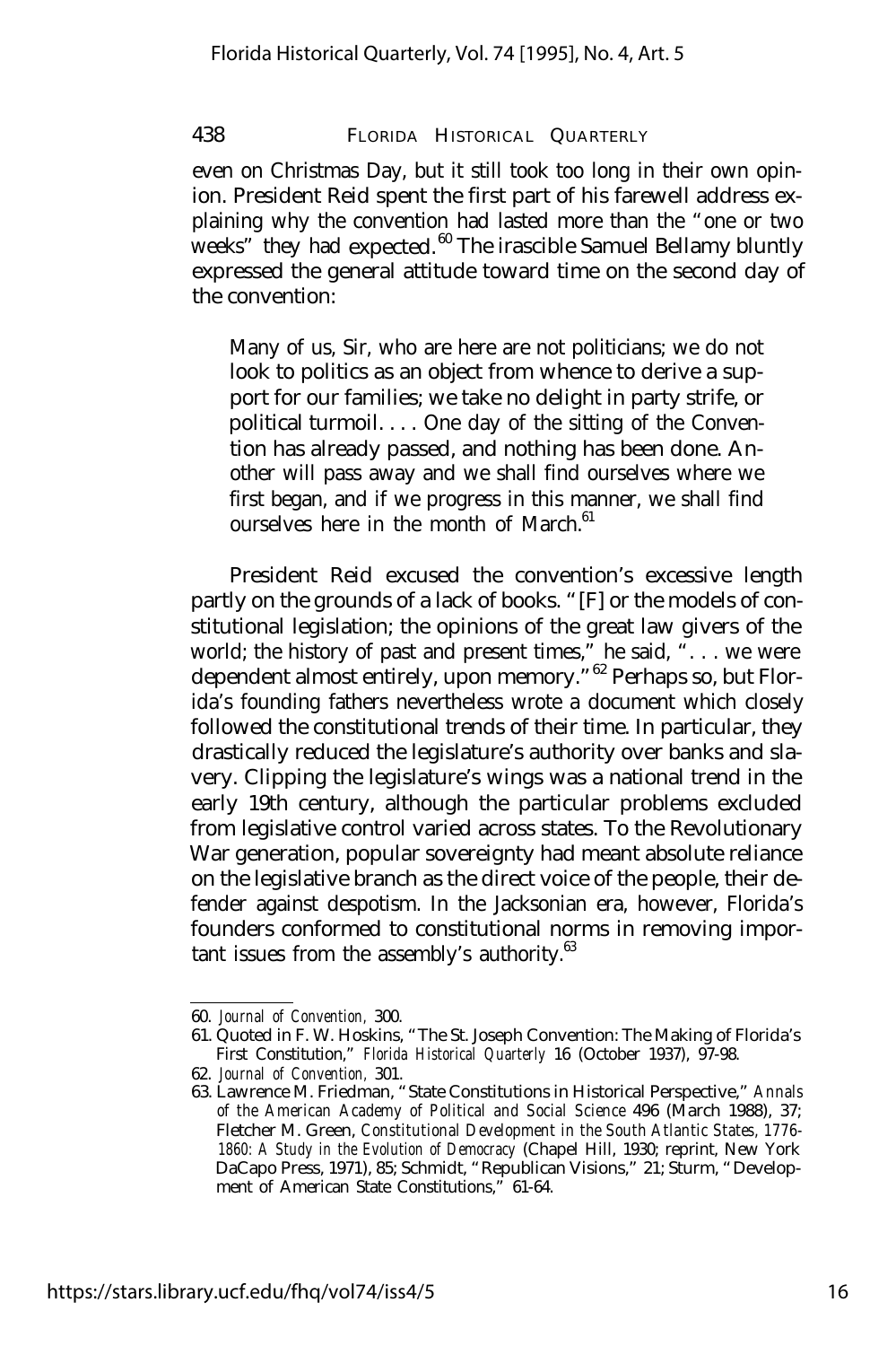even on Christmas Day, but it still took too long in their own opinion. President Reid spent the first part of his farewell address explaining why the convention had lasted more than the "one or two weeks" they had expected.[60] The irascible Samuel Bellamy bluntly expressed the general attitude toward time on the second day of the convention:

> Many of us, Sir, who are here are not politicians; we do not look to politics as an object from whence to derive a support for our families; we take no delight in party strife, or political turmoil. . . . One day of the sitting of the Convention has already passed, and nothing has been done. Another will pass away and we shall find ourselves where we first began, and if we progress in this manner, we shall find ourselves here in the month of March.[61]

President Reid excused the convention's excessive length partly on the grounds of a lack of books. "[F] or the models of constitutional legislation; the opinions of the great law givers of the world; the history of past and present times," he said, ". . . we were dependent almost entirely, upon memory."[62] Perhaps so, but Florida's founding fathers nevertheless wrote a document which closely followed the constitutional trends of their time. In particular, they drastically reduced the legislature's authority over banks and slavery. Clipping the legislature's wings was a national trend in the early 19th century, although the particular problems excluded from legislative control varied across states. To the Revolutionary War generation, popular sovereignty had meant absolute reliance on the legislative branch as the direct voice of the people, their defender against despotism. In the Jacksonian era, however, Florida's founders conformed to constitutional norms in removing important issues from the assembly's authority.[63]

---

60. *Journal of Convention,* 300.

61. Quoted in F. W. Hoskins, "The St. Joseph Convention: The Making of Florida's First Constitution," *Florida Historical Quarterly* 16 (October 1937), 97-98.

62. *Journal of Convention,* 301.

63. Lawrence M. Friedman, "State Constitutions in Historical Perspective," *Annals of the American Academy of Political and Social Science* 496 (March 1988), 37; Fletcher M. Green, *Constitutional Development in the South Atlantic States, 1776-1860: A Study in the Evolution of Democracy* (Chapel Hill, 1930; reprint, New York DaCapo Press, 1971), 85; Schmidt, "Republican Visions," 21; Sturm, "Development of American State Constitutions," 61-64.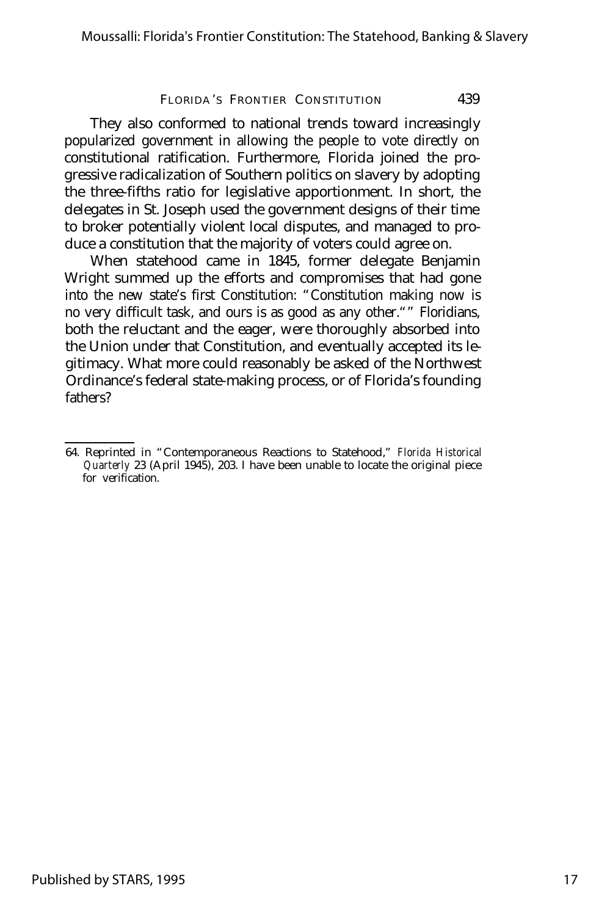They also conformed to national trends toward increasingly popularized government in allowing the people to vote directly on constitutional ratification. Furthermore, Florida joined the progressive radicalization of Southern politics on slavery by adopting the three-fifths ratio for legislative apportionment. In short, the delegates in St. Joseph used the government designs of their time to broker potentially violent local disputes, and managed to produce a constitution that the majority of voters could agree on.

When statehood came in 1845, former delegate Benjamin Wright summed up the efforts and compromises that had gone into the new state's first Constitution: "Constitution making now is no very difficult task, and ours is as good as any other."[64] Floridians, both the reluctant and the eager, were thoroughly absorbed into the Union under that Constitution, and eventually accepted its legitimacy. What more could reasonably be asked of the Northwest Ordinance's federal state-making process, or of Florida's founding fathers?

---

64. Reprinted in "Contemporaneous Reactions to Statehood," *Florida Historical Quarterly* 23 (April 1945), 203. I have been unable to locate the original piece for verification.